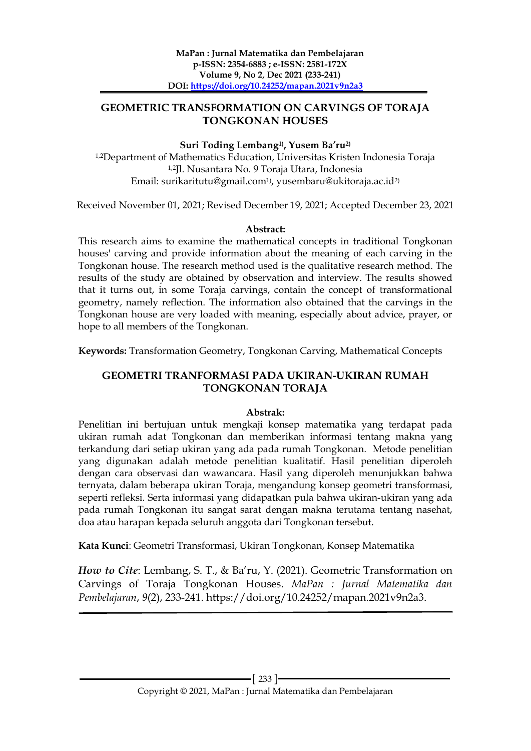# GEOMETRIC TRANSFORMATION ON CARVINGS OF TORAJA TONGKONAN HOUSES

**Suri Toding Lembang[1)], Yusem Ba'ru[2)]**

[1,2]Department of Mathematics Education, Universitas Kristen Indonesia Toraja
[1,2]Jl. Nusantara No. 9 Toraja Utara, Indonesia
Email: surikaritutu@gmail.com[1)], yusembaru@ukitoraja.ac.id[2)]

Received November 01, 2021; Revised December 19, 2021; Accepted December 23, 2021

**Abstract:**

This research aims to examine the mathematical concepts in traditional Tongkonan houses' carving and provide information about the meaning of each carving in the Tongkonan house. The research method used is the qualitative research method. The results of the study are obtained by observation and interview. The results showed that it turns out, in some Toraja carvings, contain the concept of transformational geometry, namely reflection. The information also obtained that the carvings in the Tongkonan house are very loaded with meaning, especially about advice, prayer, or hope to all members of the Tongkonan.

**Keywords:** Transformation Geometry, Tongkonan Carving, Mathematical Concepts

# GEOMETRI TRANFORMASI PADA UKIRAN-UKIRAN RUMAH TONGKONAN TORAJA

**Abstrak:**

Penelitian ini bertujuan untuk mengkaji konsep matematika yang terdapat pada ukiran rumah adat Tongkonan dan memberikan informasi tentang makna yang terkandung dari setiap ukiran yang ada pada rumah Tongkonan. Metode penelitian yang digunakan adalah metode penelitian kualitatif. Hasil penelitian diperoleh dengan cara observasi dan wawancara. Hasil yang diperoleh menunjukkan bahwa ternyata, dalam beberapa ukiran Toraja, mengandung konsep geometri transformasi, seperti refleksi. Serta informasi yang didapatkan pula bahwa ukiran-ukiran yang ada pada rumah Tongkonan itu sangat sarat dengan makna terutama tentang nasehat, doa atau harapan kepada seluruh anggota dari Tongkonan tersebut.

**Kata Kunci**: Geometri Transformasi, Ukiran Tongkonan, Konsep Matematika

***How to Cite***: Lembang, S. T., & Ba'ru, Y. (2021). Geometric Transformation on Carvings of Toraja Tongkonan Houses. *MaPan : Jurnal Matematika dan Pembelajaran*, *9*(2), 233-241. https://doi.org/10.24252/mapan.2021v9n2a3.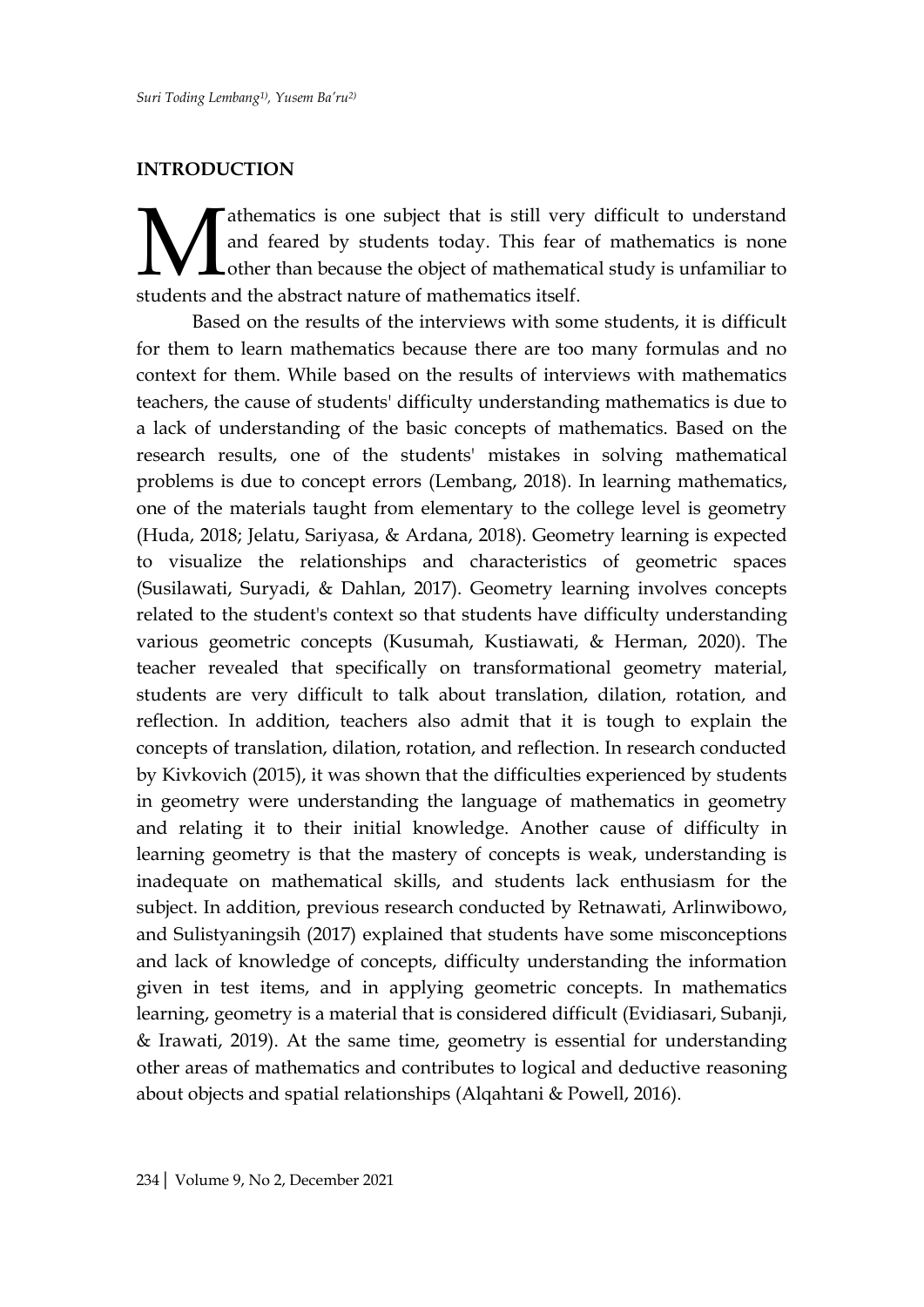## INTRODUCTION

Mathematics is one subject that is still very difficult to understand and feared by students today. This fear of mathematics is none other than because the object of mathematical study is unfamiliar to students and the abstract nature of mathematics itself.

Based on the results of the interviews with some students, it is difficult for them to learn mathematics because there are too many formulas and no context for them. While based on the results of interviews with mathematics teachers, the cause of students' difficulty understanding mathematics is due to a lack of understanding of the basic concepts of mathematics. Based on the research results, one of the students' mistakes in solving mathematical problems is due to concept errors (Lembang, 2018). In learning mathematics, one of the materials taught from elementary to the college level is geometry (Huda, 2018; Jelatu, Sariyasa, & Ardana, 2018). Geometry learning is expected to visualize the relationships and characteristics of geometric spaces (Susilawati, Suryadi, & Dahlan, 2017). Geometry learning involves concepts related to the student's context so that students have difficulty understanding various geometric concepts (Kusumah, Kustiawati, & Herman, 2020). The teacher revealed that specifically on transformational geometry material, students are very difficult to talk about translation, dilation, rotation, and reflection. In addition, teachers also admit that it is tough to explain the concepts of translation, dilation, rotation, and reflection. In research conducted by Kivkovich (2015), it was shown that the difficulties experienced by students in geometry were understanding the language of mathematics in geometry and relating it to their initial knowledge. Another cause of difficulty in learning geometry is that the mastery of concepts is weak, understanding is inadequate on mathematical skills, and students lack enthusiasm for the subject. In addition, previous research conducted by Retnawati, Arlinwibowo, and Sulistyaningsih (2017) explained that students have some misconceptions and lack of knowledge of concepts, difficulty understanding the information given in test items, and in applying geometric concepts. In mathematics learning, geometry is a material that is considered difficult (Evidiasari, Subanji, & Irawati, 2019). At the same time, geometry is essential for understanding other areas of mathematics and contributes to logical and deductive reasoning about objects and spatial relationships (Alqahtani & Powell, 2016).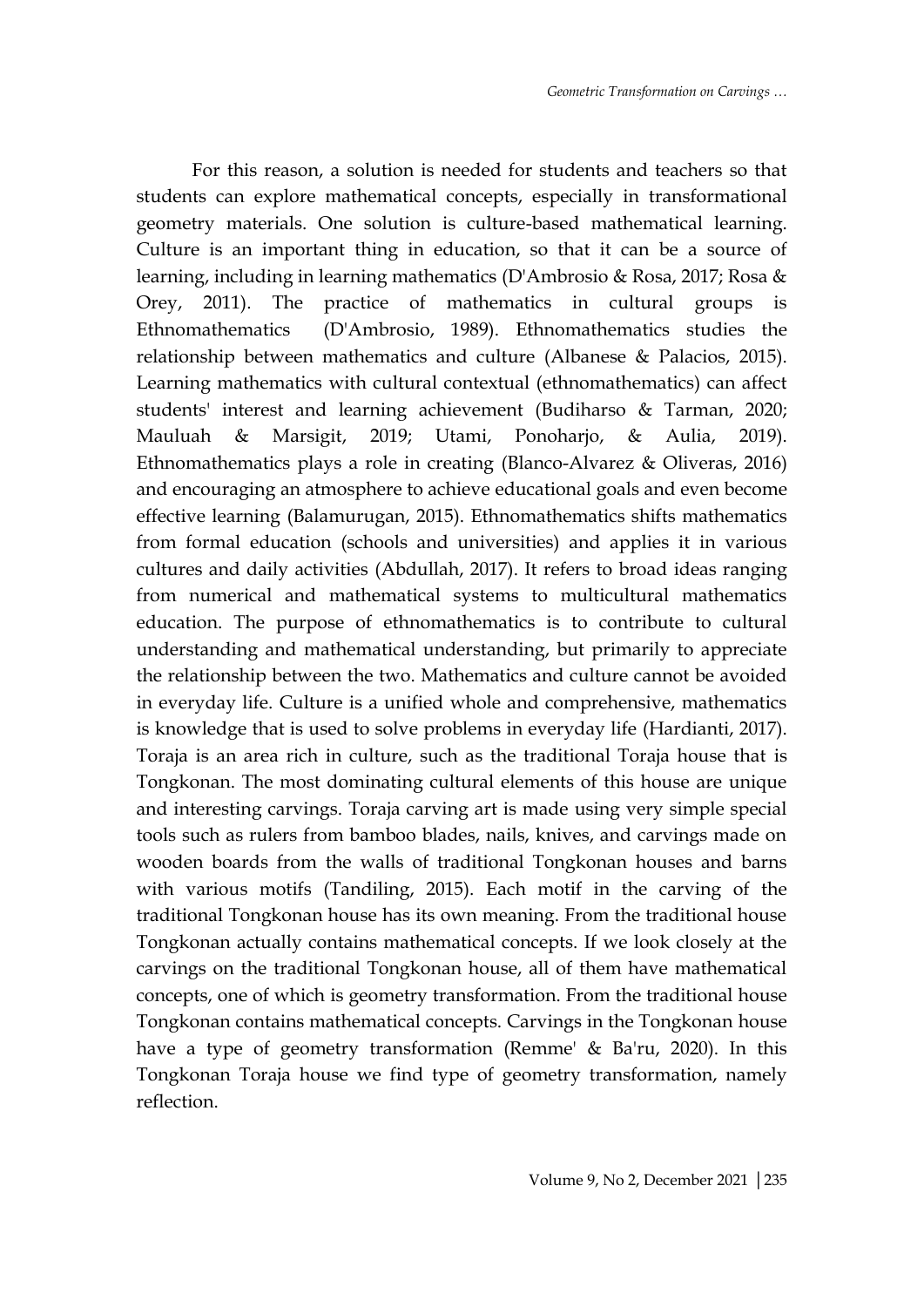For this reason, a solution is needed for students and teachers so that students can explore mathematical concepts, especially in transformational geometry materials. One solution is culture-based mathematical learning. Culture is an important thing in education, so that it can be a source of learning, including in learning mathematics (D'Ambrosio & Rosa, 2017; Rosa & Orey, 2011). The practice of mathematics in cultural groups is Ethnomathematics (D'Ambrosio, 1989). Ethnomathematics studies the relationship between mathematics and culture (Albanese & Palacios, 2015). Learning mathematics with cultural contextual (ethnomathematics) can affect students' interest and learning achievement (Budiharso & Tarman, 2020; Mauluah & Marsigit, 2019; Utami, Ponoharjo, & Aulia, 2019). Ethnomathematics plays a role in creating (Blanco-Alvarez & Oliveras, 2016) and encouraging an atmosphere to achieve educational goals and even become effective learning (Balamurugan, 2015). Ethnomathematics shifts mathematics from formal education (schools and universities) and applies it in various cultures and daily activities (Abdullah, 2017). It refers to broad ideas ranging from numerical and mathematical systems to multicultural mathematics education. The purpose of ethnomathematics is to contribute to cultural understanding and mathematical understanding, but primarily to appreciate the relationship between the two. Mathematics and culture cannot be avoided in everyday life. Culture is a unified whole and comprehensive, mathematics is knowledge that is used to solve problems in everyday life (Hardianti, 2017). Toraja is an area rich in culture, such as the traditional Toraja house that is Tongkonan. The most dominating cultural elements of this house are unique and interesting carvings. Toraja carving art is made using very simple special tools such as rulers from bamboo blades, nails, knives, and carvings made on wooden boards from the walls of traditional Tongkonan houses and barns with various motifs (Tandiling, 2015). Each motif in the carving of the traditional Tongkonan house has its own meaning. From the traditional house Tongkonan actually contains mathematical concepts. If we look closely at the carvings on the traditional Tongkonan house, all of them have mathematical concepts, one of which is geometry transformation. From the traditional house Tongkonan contains mathematical concepts. Carvings in the Tongkonan house have a type of geometry transformation (Remme' & Ba'ru, 2020). In this Tongkonan Toraja house we find type of geometry transformation, namely reflection.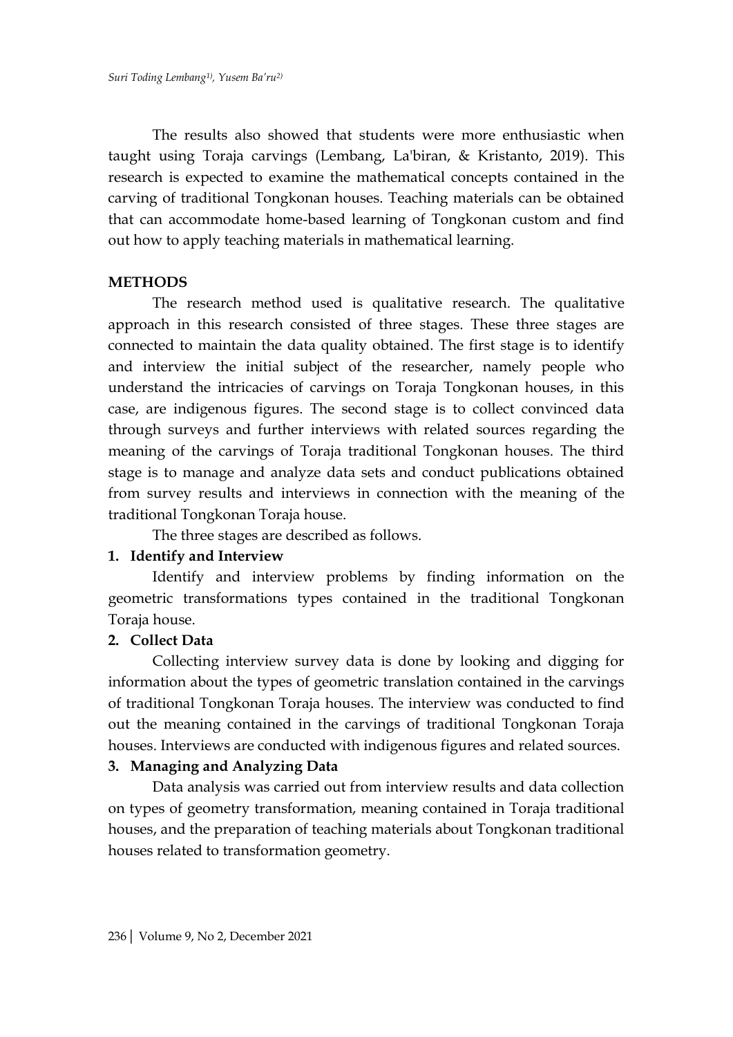The results also showed that students were more enthusiastic when taught using Toraja carvings (Lembang, La'biran, & Kristanto, 2019). This research is expected to examine the mathematical concepts contained in the carving of traditional Tongkonan houses. Teaching materials can be obtained that can accommodate home-based learning of Tongkonan custom and find out how to apply teaching materials in mathematical learning.

## METHODS

The research method used is qualitative research. The qualitative approach in this research consisted of three stages. These three stages are connected to maintain the data quality obtained. The first stage is to identify and interview the initial subject of the researcher, namely people who understand the intricacies of carvings on Toraja Tongkonan houses, in this case, are indigenous figures. The second stage is to collect convinced data through surveys and further interviews with related sources regarding the meaning of the carvings of Toraja traditional Tongkonan houses. The third stage is to manage and analyze data sets and conduct publications obtained from survey results and interviews in connection with the meaning of the traditional Tongkonan Toraja house.

The three stages are described as follows.

**1. Identify and Interview**

Identify and interview problems by finding information on the geometric transformations types contained in the traditional Tongkonan Toraja house.

**2. Collect Data**

Collecting interview survey data is done by looking and digging for information about the types of geometric translation contained in the carvings of traditional Tongkonan Toraja houses. The interview was conducted to find out the meaning contained in the carvings of traditional Tongkonan Toraja houses. Interviews are conducted with indigenous figures and related sources.

**3. Managing and Analyzing Data**

Data analysis was carried out from interview results and data collection on types of geometry transformation, meaning contained in Toraja traditional houses, and the preparation of teaching materials about Tongkonan traditional houses related to transformation geometry.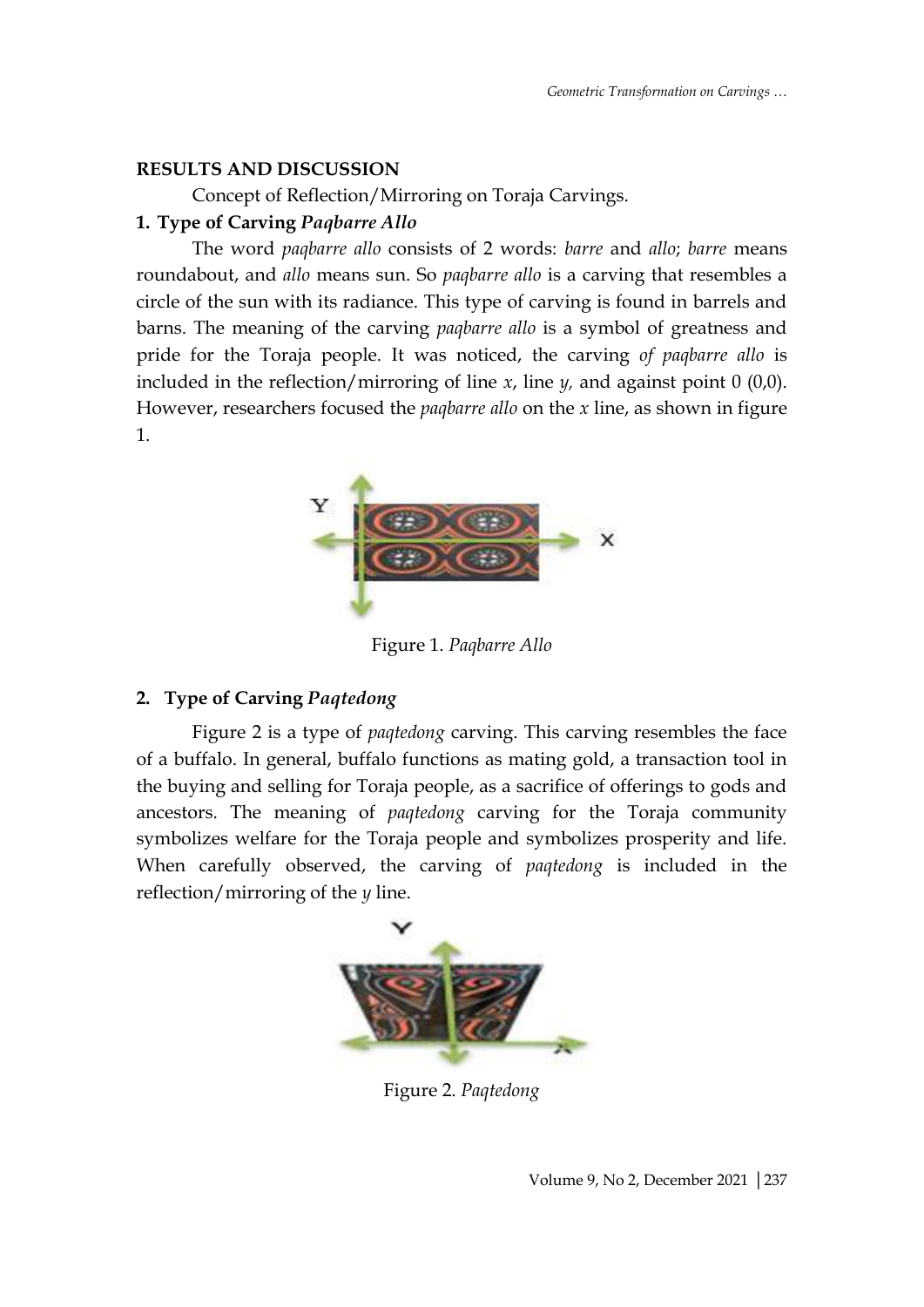## RESULTS AND DISCUSSION

Concept of Reflection/Mirroring on Toraja Carvings.

### 1. Type of Carving *Paqbarre Allo*

The word *paqbarre allo* consists of 2 words: *barre* and *allo*; *barre* means roundabout, and *allo* means sun. So *paqbarre allo* is a carving that resembles a circle of the sun with its radiance. This type of carving is found in barrels and barns. The meaning of the carving *paqbarre allo* is a symbol of greatness and pride for the Toraja people. It was noticed, the carving *of paqbarre allo* is included in the reflection/mirroring of line *x*, line *y*, and against point 0 (0,0). However, researchers focused the *paqbarre allo* on the *x* line, as shown in figure 1.

Figure 1. *Paqbarre Allo*

### 2. Type of Carving *Paqtedong*

Figure 2 is a type of *paqtedong* carving. This carving resembles the face of a buffalo. In general, buffalo functions as mating gold, a transaction tool in the buying and selling for Toraja people, as a sacrifice of offerings to gods and ancestors. The meaning of *paqtedong* carving for the Toraja community symbolizes welfare for the Toraja people and symbolizes prosperity and life. When carefully observed, the carving of *paqtedong* is included in the reflection/mirroring of the *y* line.

Figure 2. *Paqtedong*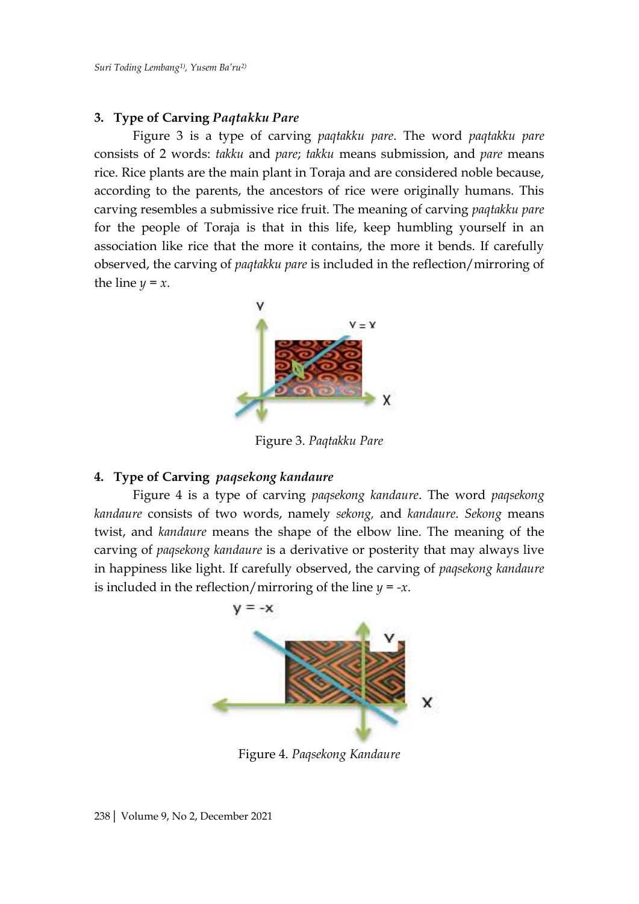### 3. Type of Carving *Paqtakku Pare*

Figure 3 is a type of carving *paqtakku pare*. The word *paqtakku pare* consists of 2 words: *takku* and *pare*; *takku* means submission, and *pare* means rice. Rice plants are the main plant in Toraja and are considered noble because, according to the parents, the ancestors of rice were originally humans. This carving resembles a submissive rice fruit. The meaning of carving *paqtakku pare* for the people of Toraja is that in this life, keep humbling yourself in an association like rice that the more it contains, the more it bends. If carefully observed, the carving of *paqtakku pare* is included in the reflection/mirroring of the line $y = x$.

Figure 3. *Paqtakku Pare*

### 4. Type of Carving *paqsekong kandaure*

Figure 4 is a type of carving *paqsekong kandaure*. The word *paqsekong kandaure* consists of two words, namely *sekong,* and *kandaure*. *Sekong* means twist, and *kandaure* means the shape of the elbow line. The meaning of the carving of *paqsekong kandaure* is a derivative or posterity that may always live in happiness like light. If carefully observed, the carving of *paqsekong kandaure* is included in the reflection/mirroring of the line $y = -x$.

Figure 4. *Paqsekong Kandaure*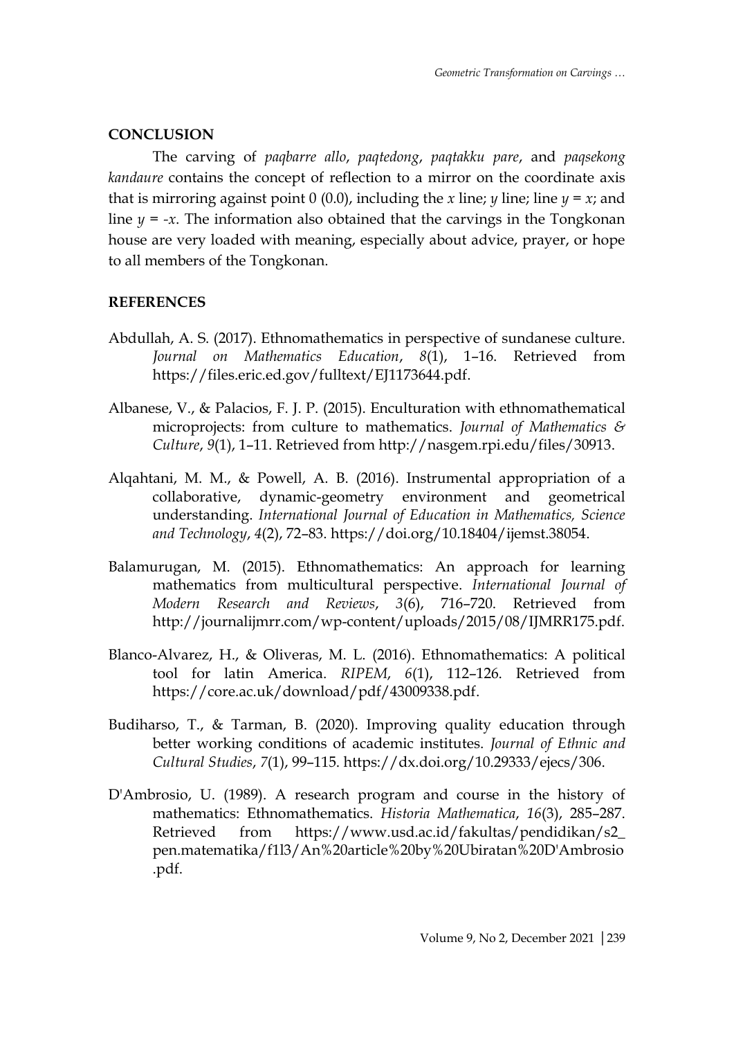## CONCLUSION

The carving of *paqbarre allo*, *paqtedong*, *paqtakku pare*, and *paqsekong kandaure* contains the concept of reflection to a mirror on the coordinate axis that is mirroring against point 0 (0.0), including the $x$ line; $y$ line; line $y = x$; and line $y = -x$. The information also obtained that the carvings in the Tongkonan house are very loaded with meaning, especially about advice, prayer, or hope to all members of the Tongkonan.

## REFERENCES

Abdullah, A. S. (2017). Ethnomathematics in perspective of sundanese culture. *Journal on Mathematics Education*, *8*(1), 1–16. Retrieved from https://files.eric.ed.gov/fulltext/EJ1173644.pdf.

Albanese, V., & Palacios, F. J. P. (2015). Enculturation with ethnomathematical microprojects: from culture to mathematics. *Journal of Mathematics & Culture*, *9*(1), 1–11. Retrieved from http://nasgem.rpi.edu/files/30913.

Alqahtani, M. M., & Powell, A. B. (2016). Instrumental appropriation of a collaborative, dynamic-geometry environment and geometrical understanding. *International Journal of Education in Mathematics, Science and Technology*, *4*(2), 72–83. https://doi.org/10.18404/ijemst.38054.

Balamurugan, M. (2015). Ethnomathematics: An approach for learning mathematics from multicultural perspective. *International Journal of Modern Research and Reviews*, *3*(6), 716–720. Retrieved from http://journalijmrr.com/wp-content/uploads/2015/08/IJMRR175.pdf.

Blanco-Alvarez, H., & Oliveras, M. L. (2016). Ethnomathematics: A political tool for latin America. *RIPEM*, *6*(1), 112–126. Retrieved from https://core.ac.uk/download/pdf/43009338.pdf.

Budiharso, T., & Tarman, B. (2020). Improving quality education through better working conditions of academic institutes. *Journal of Ethnic and Cultural Studies*, *7*(1), 99–115. https://dx.doi.org/10.29333/ejecs/306.

D'Ambrosio, U. (1989). A research program and course in the history of mathematics: Ethnomathematics. *Historia Mathematica*, *16*(3), 285–287. Retrieved from https://www.usd.ac.id/fakultas/pendidikan/s2_pen.matematika/f1l3/An%20article%20by%20Ubiratan%20D'Ambrosio.pdf.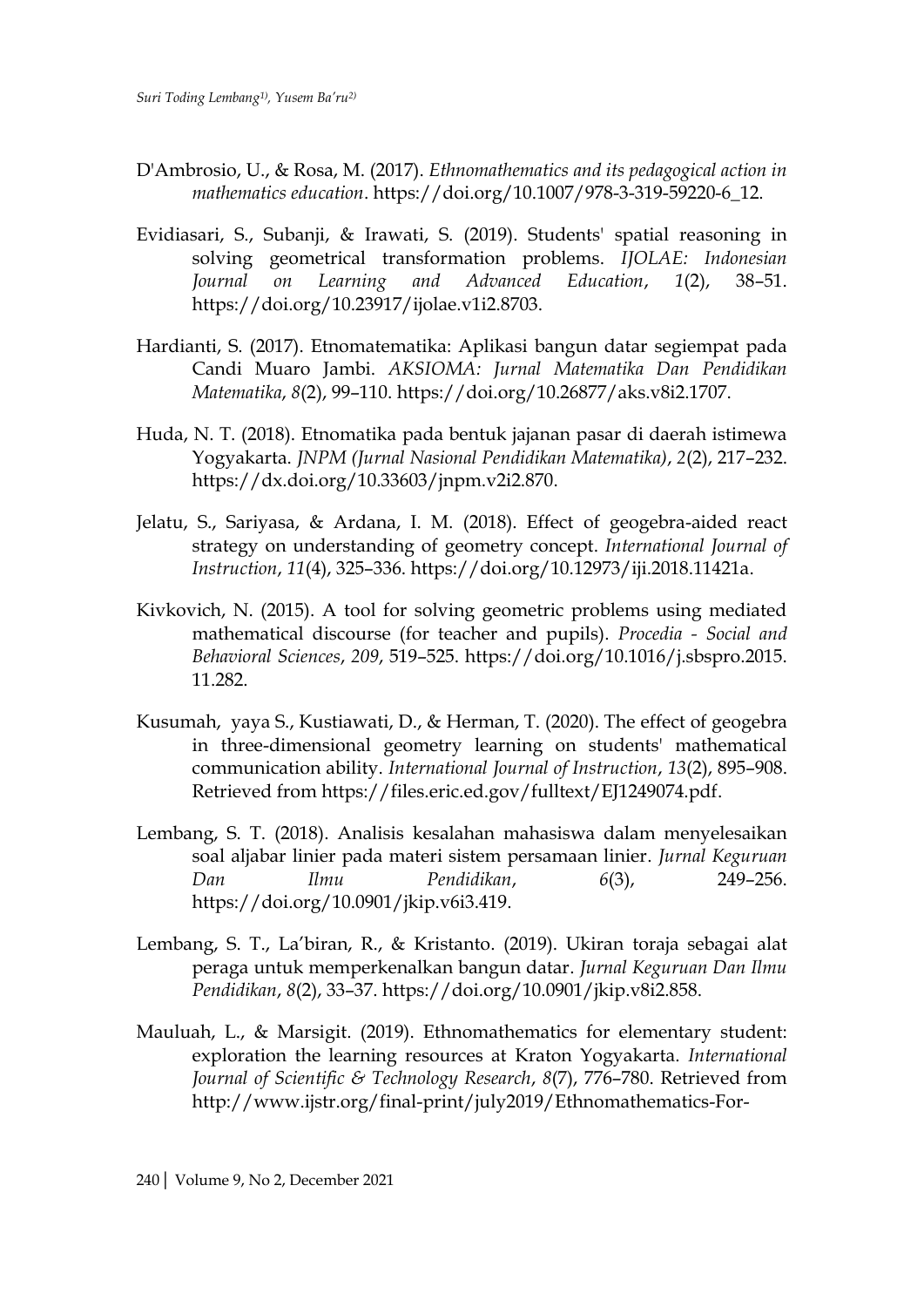D'Ambrosio, U., & Rosa, M. (2017). *Ethnomathematics and its pedagogical action in mathematics education*. https://doi.org/10.1007/978-3-319-59220-6_12.

Evidiasari, S., Subanji, & Irawati, S. (2019). Students' spatial reasoning in solving geometrical transformation problems. *IJOLAE: Indonesian Journal on Learning and Advanced Education*, *1*(2), 38–51. https://doi.org/10.23917/ijolae.v1i2.8703.

Hardianti, S. (2017). Etnomatematika: Aplikasi bangun datar segiempat pada Candi Muaro Jambi. *AKSIOMA: Jurnal Matematika Dan Pendidikan Matematika*, *8*(2), 99–110. https://doi.org/10.26877/aks.v8i2.1707.

Huda, N. T. (2018). Etnomatika pada bentuk jajanan pasar di daerah istimewa Yogyakarta. *JNPM (Jurnal Nasional Pendidikan Matematika)*, *2*(2), 217–232. https://dx.doi.org/10.33603/jnpm.v2i2.870.

Jelatu, S., Sariyasa, & Ardana, I. M. (2018). Effect of geogebra-aided react strategy on understanding of geometry concept. *International Journal of Instruction*, *11*(4), 325–336. https://doi.org/10.12973/iji.2018.11421a.

Kivkovich, N. (2015). A tool for solving geometric problems using mediated mathematical discourse (for teacher and pupils). *Procedia - Social and Behavioral Sciences*, *209*, 519–525. https://doi.org/10.1016/j.sbspro.2015.11.282.

Kusumah, yaya S., Kustiawati, D., & Herman, T. (2020). The effect of geogebra in three-dimensional geometry learning on students' mathematical communication ability. *International Journal of Instruction*, *13*(2), 895–908. Retrieved from https://files.eric.ed.gov/fulltext/EJ1249074.pdf.

Lembang, S. T. (2018). Analisis kesalahan mahasiswa dalam menyelesaikan soal aljabar linier pada materi sistem persamaan linier. *Jurnal Keguruan Dan Ilmu Pendidikan*, *6*(3), 249–256. https://doi.org/10.0901/jkip.v6i3.419.

Lembang, S. T., La'biran, R., & Kristanto. (2019). Ukiran toraja sebagai alat peraga untuk memperkenalkan bangun datar. *Jurnal Keguruan Dan Ilmu Pendidikan*, *8*(2), 33–37. https://doi.org/10.0901/jkip.v8i2.858.

Mauluah, L., & Marsigit. (2019). Ethnomathematics for elementary student: exploration the learning resources at Kraton Yogyakarta. *International Journal of Scientific & Technology Research*, *8*(7), 776–780. Retrieved from http://www.ijstr.org/final-print/july2019/Ethnomathematics-For-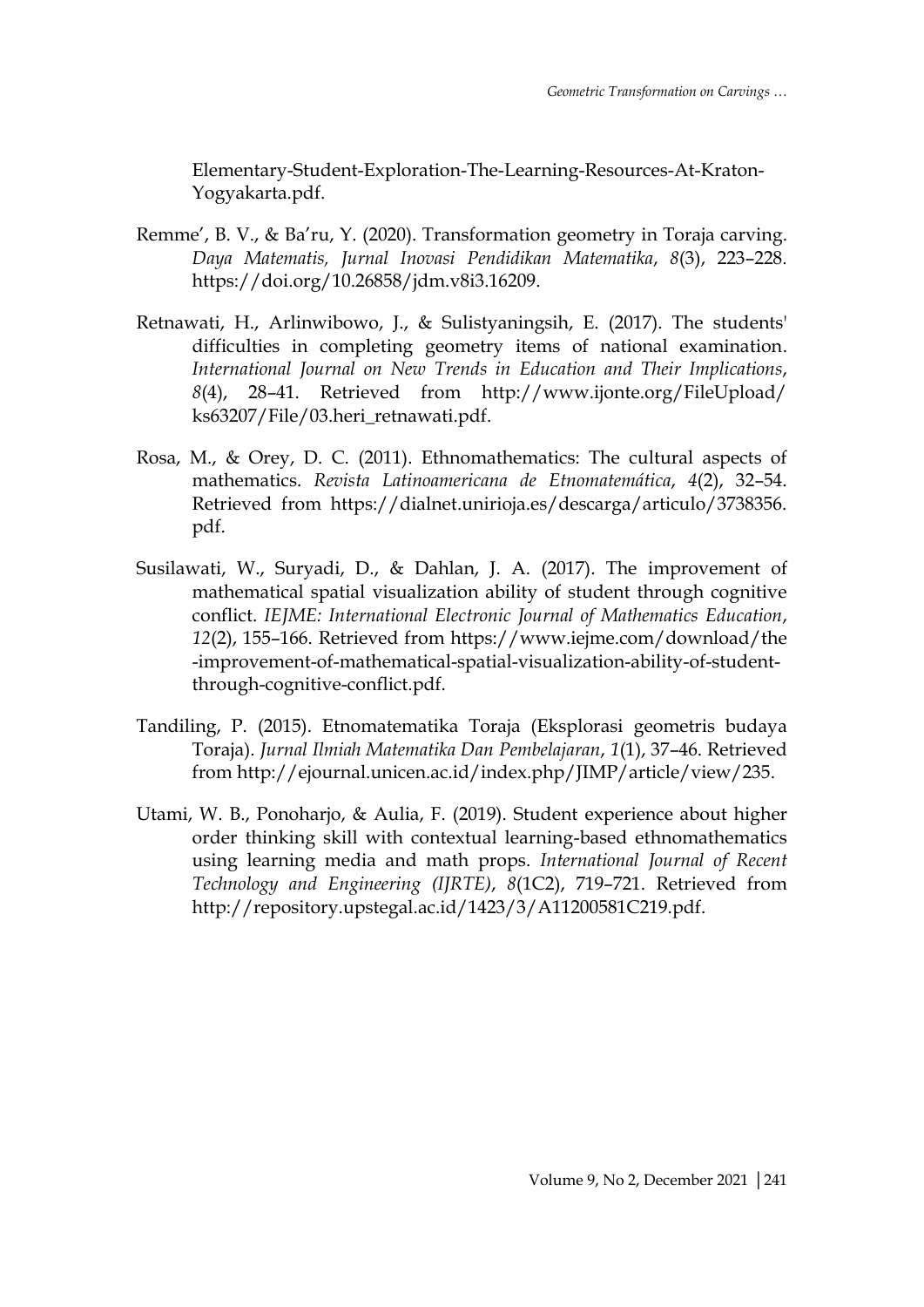Elementary-Student-Exploration-The-Learning-Resources-At-Kraton-Yogyakarta.pdf.

Remme', B. V., & Ba'ru, Y. (2020). Transformation geometry in Toraja carving. *Daya Matematis, Jurnal Inovasi Pendidikan Matematika*, *8*(3), 223–228. https://doi.org/10.26858/jdm.v8i3.16209.

Retnawati, H., Arlinwibowo, J., & Sulistyaningsih, E. (2017). The students' difficulties in completing geometry items of national examination. *International Journal on New Trends in Education and Their Implications*, *8*(4), 28–41. Retrieved from http://www.ijonte.org/FileUpload/ks63207/File/03.heri_retnawati.pdf.

Rosa, M., & Orey, D. C. (2011). Ethnomathematics: The cultural aspects of mathematics. *Revista Latinoamericana de Etnomatemática*, *4*(2), 32–54. Retrieved from https://dialnet.unirioja.es/descarga/articulo/3738356.pdf.

Susilawati, W., Suryadi, D., & Dahlan, J. A. (2017). The improvement of mathematical spatial visualization ability of student through cognitive conflict. *IEJME: International Electronic Journal of Mathematics Education*, *12*(2), 155–166. Retrieved from https://www.iejme.com/download/the-improvement-of-mathematical-spatial-visualization-ability-of-student-through-cognitive-conflict.pdf.

Tandiling, P. (2015). Etnomatematika Toraja (Eksplorasi geometris budaya Toraja). *Jurnal Ilmiah Matematika Dan Pembelajaran*, *1*(1), 37–46. Retrieved from http://ejournal.unicen.ac.id/index.php/JIMP/article/view/235.

Utami, W. B., Ponoharjo, & Aulia, F. (2019). Student experience about higher order thinking skill with contextual learning-based ethnomathematics using learning media and math props. *International Journal of Recent Technology and Engineering (IJRTE)*, *8*(1C2), 719–721. Retrieved from http://repository.upstegal.ac.id/1423/3/A11200581C219.pdf.